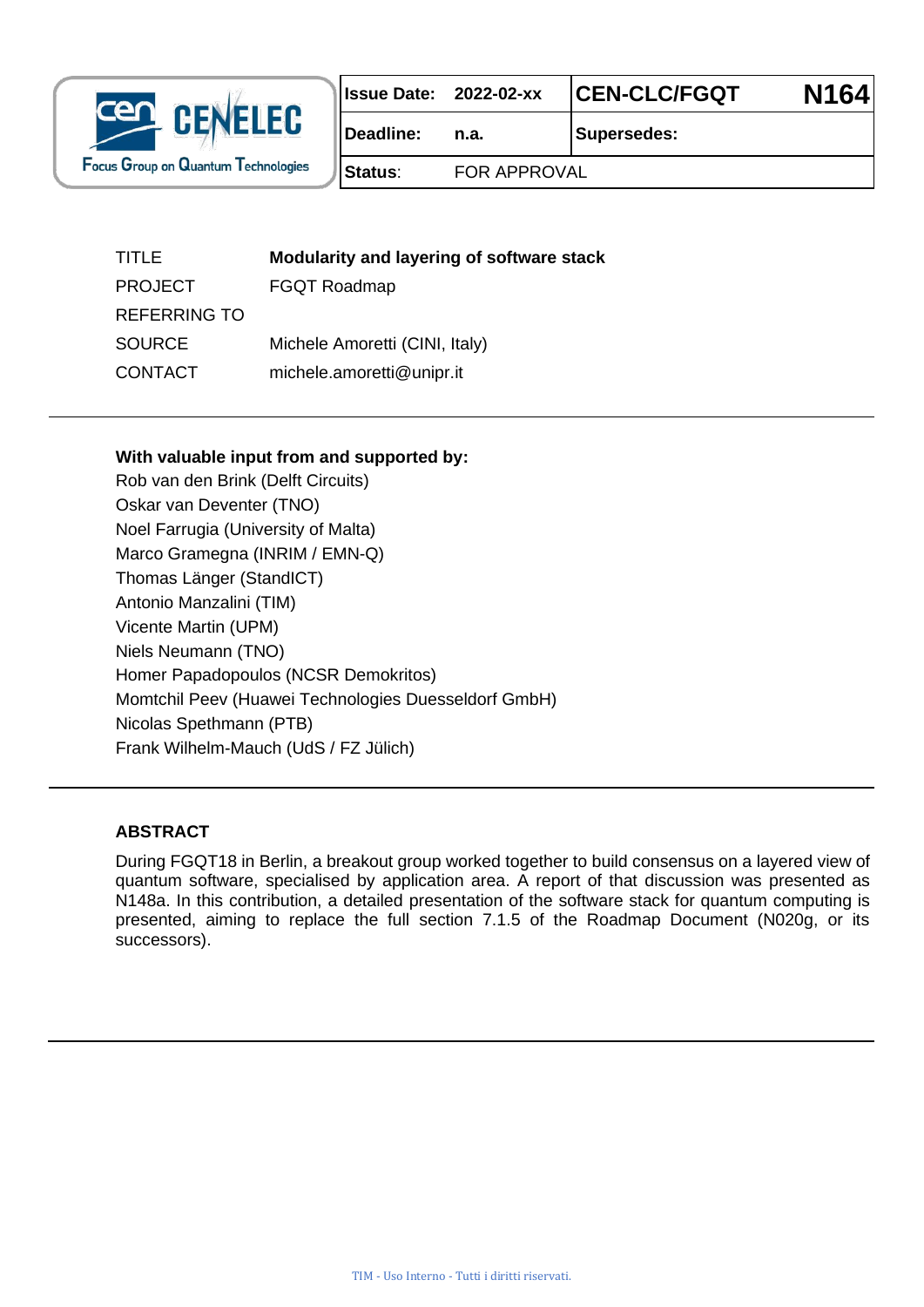CEN CENELEC Focus Group on Quantum Technologies

| Issue Date: | 2022-02-xx | CEN-CLC/FGQT | N164 |
|---|---|---|---|
| Deadline: | n.a. | Supersedes: | |
| Status: | FOR APPROVAL | | |

| | |
|---|---|
| TITLE | **Modularity and layering of software stack** |
| PROJECT | FGQT Roadmap |
| REFERRING TO | |
| SOURCE | Michele Amoretti (CINI, Italy) |
| CONTACT | michele.amoretti@unipr.it |

---

**With valuable input from and supported by:**

Rob van den Brink (Delft Circuits)
Oskar van Deventer (TNO)
Noel Farrugia (University of Malta)
Marco Gramegna (INRIM / EMN-Q)
Thomas Länger (StandICT)
Antonio Manzalini (TIM)
Vicente Martin (UPM)
Niels Neumann (TNO)
Homer Papadopoulos (NCSR Demokritos)
Momtchil Peev (Huawei Technologies Duesseldorf GmbH)
Nicolas Spethmann (PTB)
Frank Wilhelm-Mauch (UdS / FZ Jülich)

---

**ABSTRACT**

During FGQT18 in Berlin, a breakout group worked together to build consensus on a layered view of quantum software, specialised by application area. A report of that discussion was presented as N148a. In this contribution, a detailed presentation of the software stack for quantum computing is presented, aiming to replace the full section 7.1.5 of the Roadmap Document (N020g, or its successors).

---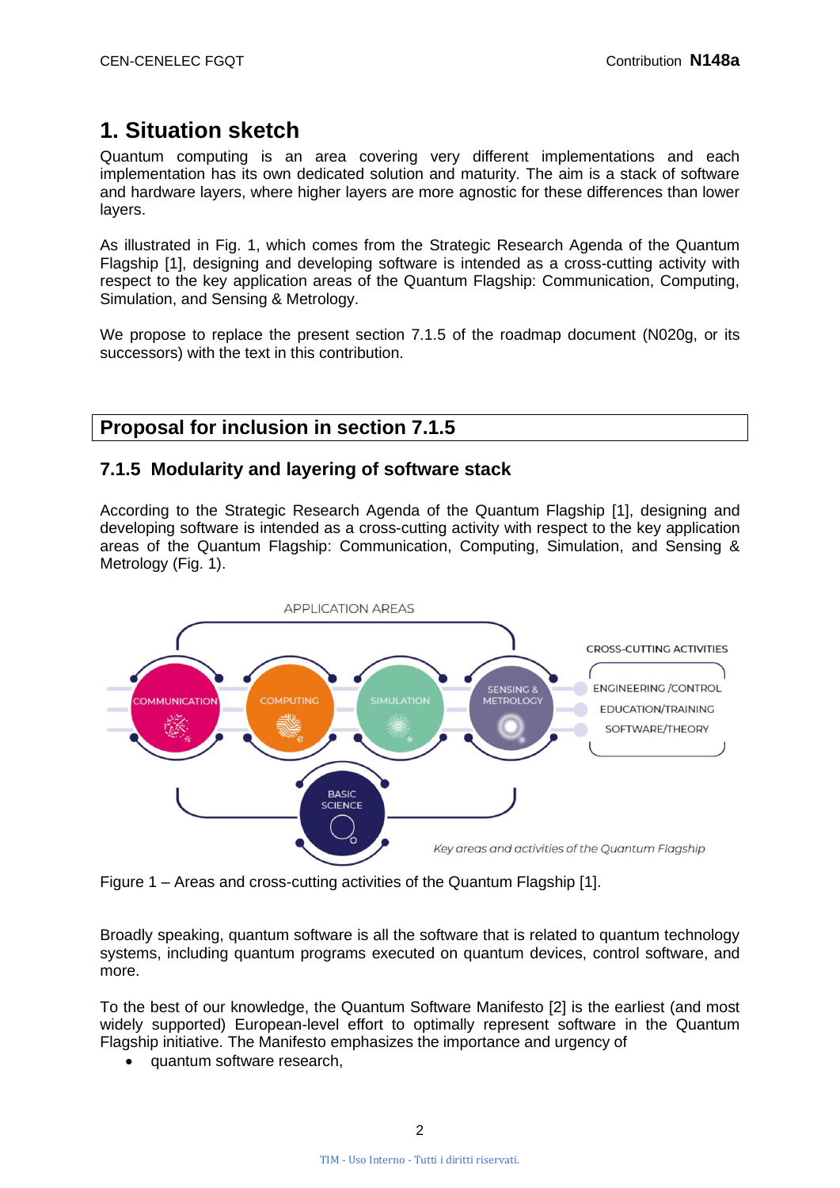# 1. Situation sketch

Quantum computing is an area covering very different implementations and each implementation has its own dedicated solution and maturity. The aim is a stack of software and hardware layers, where higher layers are more agnostic for these differences than lower layers.

As illustrated in Fig. 1, which comes from the Strategic Research Agenda of the Quantum Flagship [1], designing and developing software is intended as a cross-cutting activity with respect to the key application areas of the Quantum Flagship: Communication, Computing, Simulation, and Sensing & Metrology.

We propose to replace the present section 7.1.5 of the roadmap document (N020g, or its successors) with the text in this contribution.

## Proposal for inclusion in section 7.1.5

### 7.1.5 Modularity and layering of software stack

According to the Strategic Research Agenda of the Quantum Flagship [1], designing and developing software is intended as a cross-cutting activity with respect to the key application areas of the Quantum Flagship: Communication, Computing, Simulation, and Sensing & Metrology (Fig. 1).

Figure 1 – Areas and cross-cutting activities of the Quantum Flagship [1].

Broadly speaking, quantum software is all the software that is related to quantum technology systems, including quantum programs executed on quantum devices, control software, and more.

To the best of our knowledge, the Quantum Software Manifesto [2] is the earliest (and most widely supported) European-level effort to optimally represent software in the Quantum Flagship initiative. The Manifesto emphasizes the importance and urgency of

- quantum software research,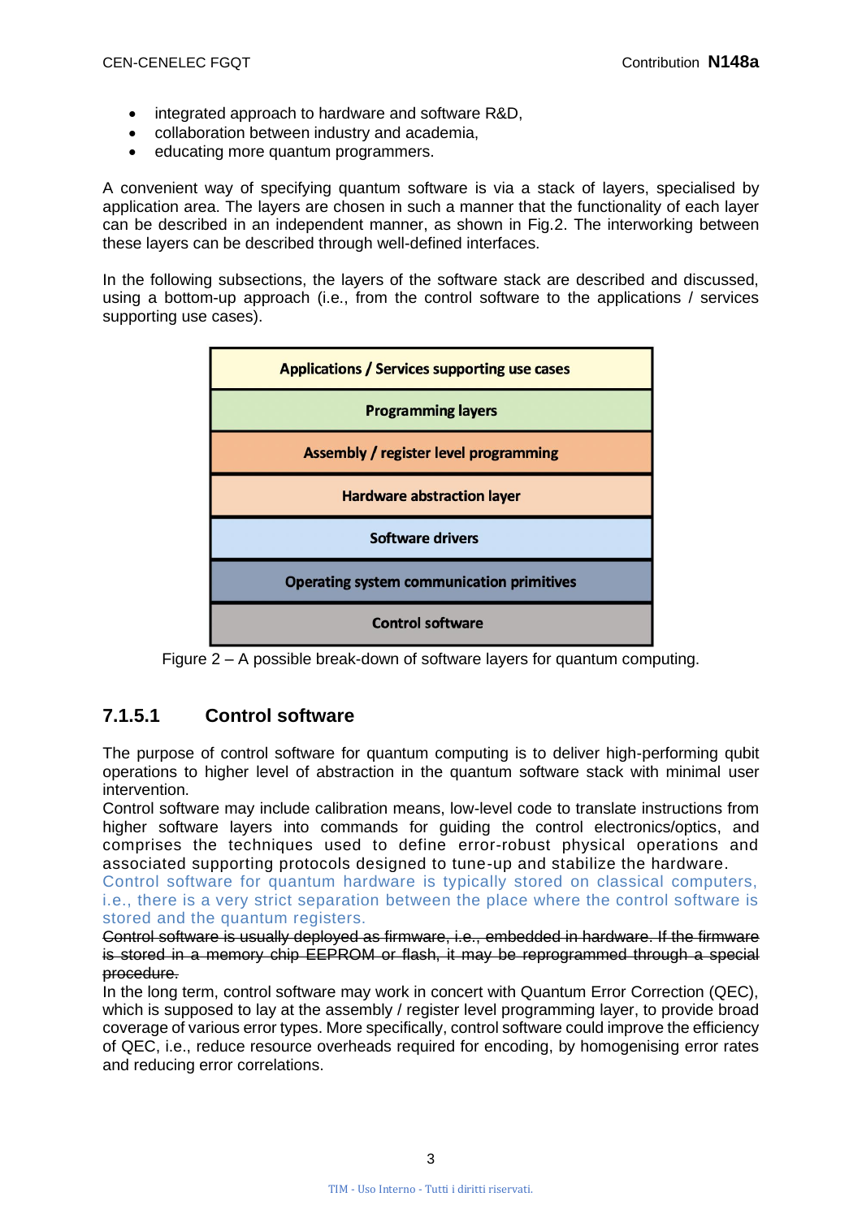- integrated approach to hardware and software R&D,
- collaboration between industry and academia,
- educating more quantum programmers.

A convenient way of specifying quantum software is via a stack of layers, specialised by application area. The layers are chosen in such a manner that the functionality of each layer can be described in an independent manner, as shown in Fig.2. The interworking between these layers can be described through well-defined interfaces.

In the following subsections, the layers of the software stack are described and discussed, using a bottom-up approach (i.e., from the control software to the applications / services supporting use cases).

| **Applications / Services supporting use cases** |
|---|
| **Programming layers** |
| **Assembly / register level programming** |
| **Hardware abstraction layer** |
| **Software drivers** |
| **Operating system communication primitives** |
| **Control software** |

Figure 2 – A possible break-down of software layers for quantum computing.

### 7.1.5.1 Control software

The purpose of control software for quantum computing is to deliver high-performing qubit operations to higher level of abstraction in the quantum software stack with minimal user intervention.

Control software may include calibration means, low-level code to translate instructions from higher software layers into commands for guiding the control electronics/optics, and comprises the techniques used to define error-robust physical operations and associated supporting protocols designed to tune-up and stabilize the hardware.

Control software for quantum hardware is typically stored on classical computers, i.e., there is a very strict separation between the place where the control software is stored and the quantum registers.

~~Control software is usually deployed as firmware, i.e., embedded in hardware. If the firmware is stored in a memory chip EEPROM or flash, it may be reprogrammed through a special procedure.~~

In the long term, control software may work in concert with Quantum Error Correction (QEC), which is supposed to lay at the assembly / register level programming layer, to provide broad coverage of various error types. More specifically, control software could improve the efficiency of QEC, i.e., reduce resource overheads required for encoding, by homogenising error rates and reducing error correlations.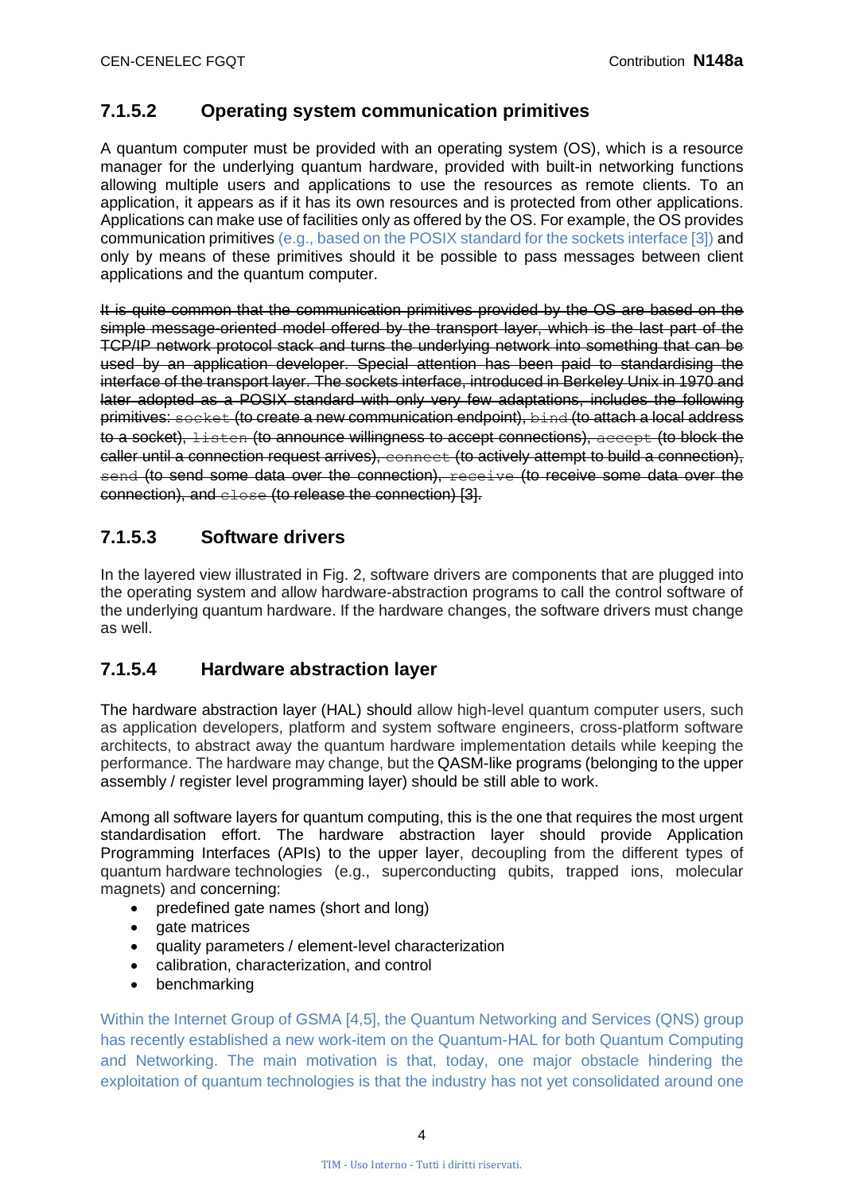### 7.1.5.2 Operating system communication primitives

A quantum computer must be provided with an operating system (OS), which is a resource manager for the underlying quantum hardware, provided with built-in networking functions allowing multiple users and applications to use the resources as remote clients. To an application, it appears as if it has its own resources and is protected from other applications. Applications can make use of facilities only as offered by the OS. For example, the OS provides communication primitives (e.g., based on the POSIX standard for the sockets interface [3]) and only by means of these primitives should it be possible to pass messages between client applications and the quantum computer.

~~It is quite common that the communication primitives provided by the OS are based on the simple message-oriented model offered by the transport layer, which is the last part of the TCP/IP network protocol stack and turns the underlying network into something that can be used by an application developer. Special attention has been paid to standardising the interface of the transport layer. The sockets interface, introduced in Berkeley Unix in 1970 and later adopted as a POSIX standard with only very few adaptations, includes the following primitives: `socket` (to create a new communication endpoint), `bind` (to attach a local address to a socket), `listen` (to announce willingness to accept connections), `accept` (to block the caller until a connection request arrives), `connect` (to actively attempt to build a connection), `send` (to send some data over the connection), `receive` (to receive some data over the connection), and `close` (to release the connection) [3].~~

### 7.1.5.3 Software drivers

In the layered view illustrated in Fig. 2, software drivers are components that are plugged into the operating system and allow hardware-abstraction programs to call the control software of the underlying quantum hardware. If the hardware changes, the software drivers must change as well.

### 7.1.5.4 Hardware abstraction layer

The hardware abstraction layer (HAL) should allow high-level quantum computer users, such as application developers, platform and system software engineers, cross-platform software architects, to abstract away the quantum hardware implementation details while keeping the performance. The hardware may change, but the QASM-like programs (belonging to the upper assembly / register level programming layer) should be still able to work.

Among all software layers for quantum computing, this is the one that requires the most urgent standardisation effort. The hardware abstraction layer should provide Application Programming Interfaces (APIs) to the upper layer, decoupling from the different types of quantum hardware technologies (e.g., superconducting qubits, trapped ions, molecular magnets) and concerning:

- predefined gate names (short and long)
- gate matrices
- quality parameters / element-level characterization
- calibration, characterization, and control
- benchmarking

Within the Internet Group of GSMA [4,5], the Quantum Networking and Services (QNS) group has recently established a new work-item on the Quantum-HAL for both Quantum Computing and Networking. The main motivation is that, today, one major obstacle hindering the exploitation of quantum technologies is that the industry has not yet consolidated around one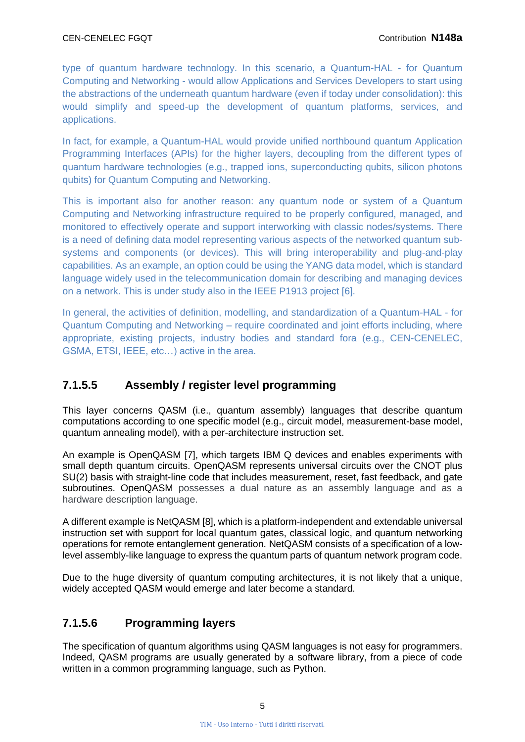type of quantum hardware technology. In this scenario, a Quantum-HAL - for Quantum Computing and Networking - would allow Applications and Services Developers to start using the abstractions of the underneath quantum hardware (even if today under consolidation): this would simplify and speed-up the development of quantum platforms, services, and applications.

In fact, for example, a Quantum-HAL would provide unified northbound quantum Application Programming Interfaces (APIs) for the higher layers, decoupling from the different types of quantum hardware technologies (e.g., trapped ions, superconducting qubits, silicon photons qubits) for Quantum Computing and Networking.

This is important also for another reason: any quantum node or system of a Quantum Computing and Networking infrastructure required to be properly configured, managed, and monitored to effectively operate and support interworking with classic nodes/systems. There is a need of defining data model representing various aspects of the networked quantum sub-systems and components (or devices). This will bring interoperability and plug-and-play capabilities. As an example, an option could be using the YANG data model, which is standard language widely used in the telecommunication domain for describing and managing devices on a network. This is under study also in the IEEE P1913 project [6].

In general, the activities of definition, modelling, and standardization of a Quantum-HAL - for Quantum Computing and Networking – require coordinated and joint efforts including, where appropriate, existing projects, industry bodies and standard fora (e.g., CEN-CENELEC, GSMA, ETSI, IEEE, etc…) active in the area.

### 7.1.5.5 Assembly / register level programming

This layer concerns QASM (i.e., quantum assembly) languages that describe quantum computations according to one specific model (e.g., circuit model, measurement-base model, quantum annealing model), with a per-architecture instruction set.

An example is OpenQASM [7], which targets IBM Q devices and enables experiments with small depth quantum circuits. OpenQASM represents universal circuits over the CNOT plus SU(2) basis with straight-line code that includes measurement, reset, fast feedback, and gate subroutines. OpenQASM possesses a dual nature as an assembly language and as a hardware description language.

A different example is NetQASM [8], which is a platform-independent and extendable universal instruction set with support for local quantum gates, classical logic, and quantum networking operations for remote entanglement generation. NetQASM consists of a specification of a low-level assembly-like language to express the quantum parts of quantum network program code.

Due to the huge diversity of quantum computing architectures, it is not likely that a unique, widely accepted QASM would emerge and later become a standard.

### 7.1.5.6 Programming layers

The specification of quantum algorithms using QASM languages is not easy for programmers. Indeed, QASM programs are usually generated by a software library, from a piece of code written in a common programming language, such as Python.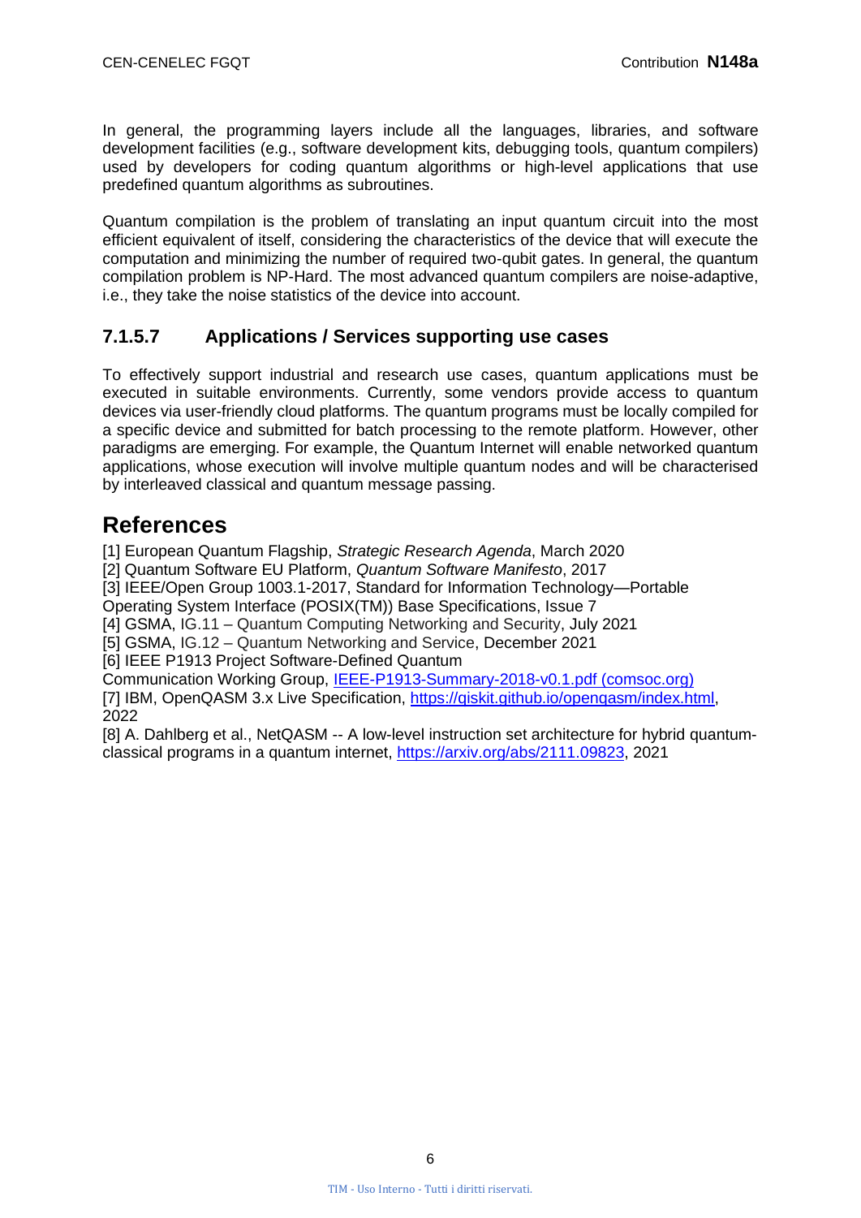In general, the programming layers include all the languages, libraries, and software development facilities (e.g., software development kits, debugging tools, quantum compilers) used by developers for coding quantum algorithms or high-level applications that use predefined quantum algorithms as subroutines.

Quantum compilation is the problem of translating an input quantum circuit into the most efficient equivalent of itself, considering the characteristics of the device that will execute the computation and minimizing the number of required two-qubit gates. In general, the quantum compilation problem is NP-Hard. The most advanced quantum compilers are noise-adaptive, i.e., they take the noise statistics of the device into account.

### 7.1.5.7 Applications / Services supporting use cases

To effectively support industrial and research use cases, quantum applications must be executed in suitable environments. Currently, some vendors provide access to quantum devices via user-friendly cloud platforms. The quantum programs must be locally compiled for a specific device and submitted for batch processing to the remote platform. However, other paradigms are emerging. For example, the Quantum Internet will enable networked quantum applications, whose execution will involve multiple quantum nodes and will be characterised by interleaved classical and quantum message passing.

## References

[1] European Quantum Flagship, *Strategic Research Agenda*, March 2020
[2] Quantum Software EU Platform, *Quantum Software Manifesto*, 2017
[3] IEEE/Open Group 1003.1-2017, Standard for Information Technology—Portable Operating System Interface (POSIX(TM)) Base Specifications, Issue 7
[4] GSMA, IG.11 – Quantum Computing Networking and Security, July 2021
[5] GSMA, IG.12 – Quantum Networking and Service, December 2021
[6] IEEE P1913 Project Software-Defined Quantum Communication Working Group, [IEEE-P1913-Summary-2018-v0.1.pdf (comsoc.org)]
[7] IBM, OpenQASM 3.x Live Specification, https://qiskit.github.io/openqasm/index.html, 2022
[8] A. Dahlberg et al., NetQASM -- A low-level instruction set architecture for hybrid quantum-classical programs in a quantum internet, https://arxiv.org/abs/2111.09823, 2021